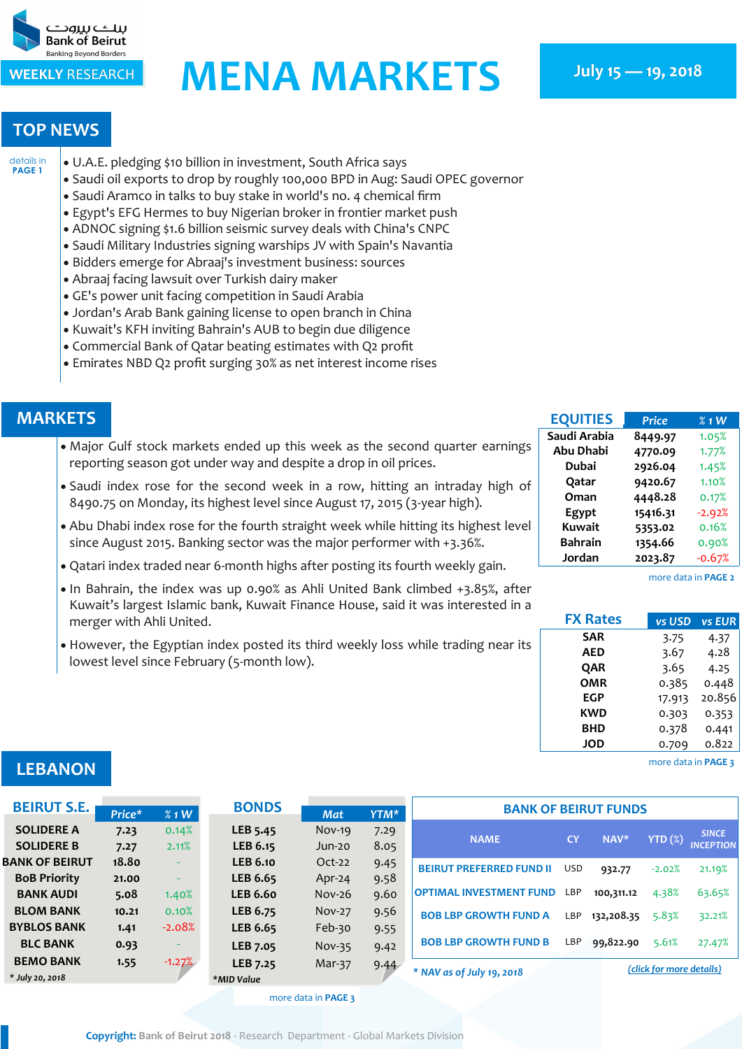بنك بيروت
Bank of Beirut
Banking Beyond Borders

WEEKLY RESEARCH

# MENA MARKETS

July 15 — 19, 2018

## TOP NEWS

details in PAGE 1

- U.A.E. pledging $10 billion in investment, South Africa says
- Saudi oil exports to drop by roughly 100,000 BPD in Aug: Saudi OPEC governor
- Saudi Aramco in talks to buy stake in world's no. 4 chemical firm
- Egypt's EFG Hermes to buy Nigerian broker in frontier market push
- ADNOC signing $1.6 billion seismic survey deals with China's CNPC
- Saudi Military Industries signing warships JV with Spain's Navantia
- Bidders emerge for Abraaj's investment business: sources
- Abraaj facing lawsuit over Turkish dairy maker
- GE's power unit facing competition in Saudi Arabia
- Jordan's Arab Bank gaining license to open branch in China
- Kuwait's KFH inviting Bahrain's AUB to begin due diligence
- Commercial Bank of Qatar beating estimates with Q2 profit
- Emirates NBD Q2 profit surging 30% as net interest income rises

## MARKETS

- Major Gulf stock markets ended up this week as the second quarter earnings reporting season got under way and despite a drop in oil prices.
- Saudi index rose for the second week in a row, hitting an intraday high of 8490.75 on Monday, its highest level since August 17, 2015 (3-year high).
- Abu Dhabi index rose for the fourth straight week while hitting its highest level since August 2015. Banking sector was the major performer with +3.36%.
- Qatari index traded near 6-month highs after posting its fourth weekly gain.
- In Bahrain, the index was up 0.90% as Ahli United Bank climbed +3.85%, after Kuwait's largest Islamic bank, Kuwait Finance House, said it was interested in a merger with Ahli United.
- However, the Egyptian index posted its third weekly loss while trading near its lowest level since February (5-month low).

| EQUITIES | Price | % 1 W |
|---|---|---|
| Saudi Arabia | 8449.97 | 1.05% |
| Abu Dhabi | 4770.09 | 1.77% |
| Dubai | 2926.04 | 1.45% |
| Qatar | 9420.67 | 1.10% |
| Oman | 4448.28 | 0.17% |
| Egypt | 15416.31 | -2.92% |
| Kuwait | 5353.02 | 0.16% |
| Bahrain | 1354.66 | 0.90% |
| Jordan | 2023.87 | -0.67% |

more data in PAGE 2

| FX Rates | vs USD | vs EUR |
|---|---|---|
| SAR | 3.75 | 4.37 |
| AED | 3.67 | 4.28 |
| QAR | 3.65 | 4.25 |
| OMR | 0.385 | 0.448 |
| EGP | 17.913 | 20.856 |
| KWD | 0.303 | 0.353 |
| BHD | 0.378 | 0.441 |
| JOD | 0.709 | 0.822 |

more data in PAGE 3

## LEBANON

| BEIRUT S.E. | Price* | % 1 W |
|---|---|---|
| SOLIDERE A | 7.23 | 0.14% |
| SOLIDERE B | 7.27 | 2.11% |
| BANK OF BEIRUT | 18.80 | - |
| BoB Priority | 21.00 | - |
| BANK AUDI | 5.08 | 1.40% |
| BLOM BANK | 10.21 | 0.10% |
| BYBLOS BANK | 1.41 | -2.08% |
| BLC BANK | 0.93 | - |
| BEMO BANK | 1.55 | -1.27% |

* July 20, 2018

| BONDS | Mat | YTM* |
|---|---|---|
| LEB 5.45 | Nov-19 | 7.29 |
| LEB 6.15 | Jun-20 | 8.05 |
| LEB 6.10 | Oct-22 | 9.45 |
| LEB 6.65 | Apr-24 | 9.58 |
| LEB 6.60 | Nov-26 | 9.60 |
| LEB 6.75 | Nov-27 | 9.56 |
| LEB 6.65 | Feb-30 | 9.55 |
| LEB 7.05 | Nov-35 | 9.42 |
| LEB 7.25 | Mar-37 | 9.44 |

*MID Value

more data in PAGE 3

**BANK OF BEIRUT FUNDS**

| NAME | CY | NAV* | YTD (%) | SINCE INCEPTION |
|---|---|---|---|---|
| BEIRUT PREFERRED FUND II | USD | 932.77 | -2.02% | 21.19% |
| OPTIMAL INVESTMENT FUND | LBP | 100,311.12 | 4.38% | 63.65% |
| BOB LBP GROWTH FUND A | LBP | 132,208.35 | 5.83% | 32.21% |
| BOB LBP GROWTH FUND B | LBP | 99,822.90 | 5.61% | 27.47% |

* NAV as of July 19, 2018

(click for more details)

**Copyright:** Bank of Beirut 2018 - Research Department - Global Markets Division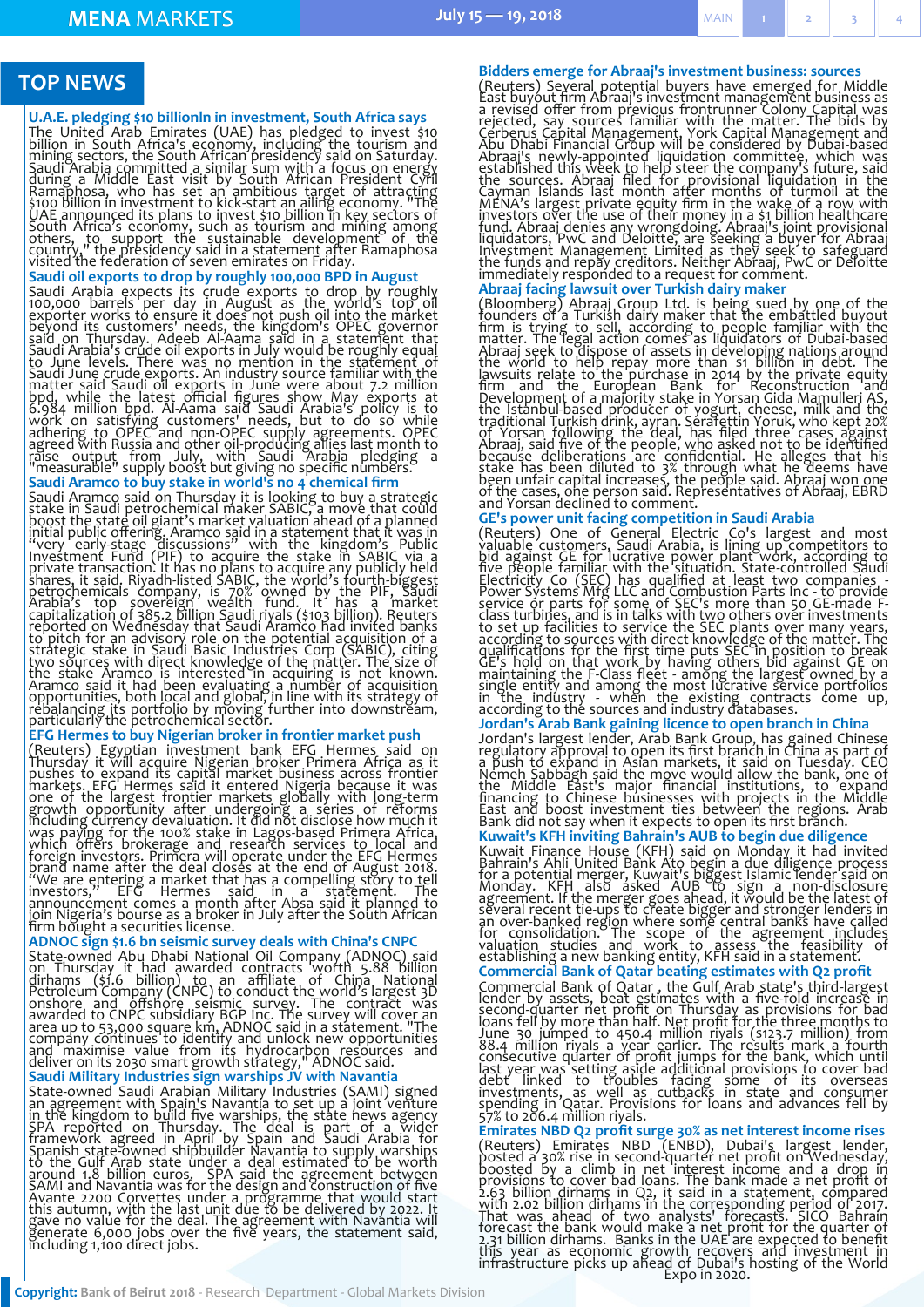## TOP NEWS

### U.A.E. pledging $10 billionln in investment, South Africa says

The United Arab Emirates (UAE) has pledged to invest $10 billion in South Africa's economy, including the tourism and mining sectors, the South African presidency said on Saturday. Saudi Arabia committed a similar sum with a focus on energy during a Middle East visit by South African President Cyril Ramaphosa, who has set an ambitious target of attracting $100 billion in investment to kick-start an ailing economy. "The UAE announced its plans to invest $10 billion in key sectors of South Africa's economy, such as tourism and mining among others, to support the sustainable development of the country," the presidency said in a statement after Ramaphosa visited the federation of seven emirates on Friday.

### Saudi oil exports to drop by roughly 100,000 BPD in August

Saudi Arabia expects its crude exports to drop by roughly 100,000 barrels per day in August as the world's top oil exporter works to ensure it does not push oil into the market beyond its customers' needs, the kingdom's OPEC governor said on Thursday. Adeeb Al-Aama said in a statement that Saudi Arabia's crude oil exports in July would be roughly equal to June levels. There was no mention in the statement of Saudi June crude exports. An industry source familiar with the matter said Saudi oil exports in June were about 7.2 million bpd, while the latest official figures show May exports at 6.984 million bpd. Al-Aama said Saudi Arabia's policy is to work on satisfying customers' needs, but to do so while adhering to OPEC and non-OPEC supply agreements. OPEC agreed with Russia and other oil-producing allies last month to raise output from July, with Saudi Arabia pledging a "measurable" supply boost but giving no specific numbers.

### Saudi Aramco to buy stake in world's no 4 chemical firm

Saudi Aramco said on Thursday it is looking to buy a strategic stake in Saudi petrochemical maker SABIC, a move that could boost the state oil giant's market valuation ahead of a planned initial public offering. Aramco said in a statement that it was in "very early-stage discussions" with the kingdom's Public Investment Fund (PIF) to acquire the stake in SABIC via a private transaction. It has no plans to acquire any publicly held shares, it said. Riyadh-listed SABIC, the world's fourth-biggest petrochemicals company, is 70% owned by the PIF, Saudi Arabia's top sovereign wealth fund. It has a market capitalization of 385.2 billion Saudi riyals ($103 billion). Reuters reported on Wednesday that Saudi Aramco had invited banks to pitch for an advisory role on the potential acquisition of a strategic stake in Saudi Basic Industries Corp (SABIC), citing two sources with direct knowledge of the matter. The size of the stake Aramco is interested in acquiring is not known. Aramco said it had been evaluating a number of acquisition opportunities, both local and global, in line with its strategy of rebalancing its portfolio by moving further into downstream, particularly the petrochemical sector.

### EFG Hermes to buy Nigerian broker in frontier market push

(Reuters) Egyptian investment bank EFG Hermes said on Thursday it will acquire Nigerian broker Primera Africa as it pushes to expand its capital market business across frontier markets. EFG Hermes said it entered Nigeria because it was one of the largest frontier markets globally with long-term growth opportunity after undergoing a series of reforms including currency devaluation. It did not disclose how much it was paying for the 100% stake in Lagos-based Primera Africa, which offers brokerage and research services to local and foreign investors. Primera will operate under the EFG Hermes brand name after the deal closes at the end of August 2018. "We are entering a market that has a compelling story to tell investors," EFG Hermes said in a statement. The announcement comes a month after Absa said it planned to join Nigeria's bourse as a broker in July after the South African firm bought a securities license.

### ADNOC sign $1.6 bn seismic survey deals with China's CNPC

State-owned Abu Dhabi National Oil Company (ADNOC) said on Thursday it had awarded contracts worth 5.88 billion dirhams ($1.6 billion) to an affiliate of China National Petroleum Company (CNPC) to conduct the world's largest 3D onshore and offshore seismic survey. The contract was awarded to CNPC subsidiary BGP Inc. The survey will cover an area up to 53,000 square km, ADNOC said in a statement. "The company continues to identify and unlock new opportunities and maximise value from its hydrocarbon resources and deliver on its 2030 smart growth strategy," ADNOC said.

### Saudi Military Industries sign warships JV with Navantia

State-owned Saudi Arabian Military Industries (SAMI) signed an agreement with Spain's Navantia to set up a joint venture in the kingdom to build five warships, the state news agency SPA reported on Thursday. The deal is part of a wider framework agreed in April by Spain and Saudi Arabia for Spanish state-owned shipbuilder Navantia to supply warships to the Gulf Arab state under a deal estimated to be worth around 1.8 billion euros. SPA said the agreement between SAMI and Navantia was for the design and construction of five Avante 2200 Corvettes under a programme that would start this autumn, with the last unit due to be delivered by 2022. It gave no value for the deal. The agreement with Navantia will generate 6,000 jobs over the five years, the statement said, including 1,100 direct jobs.

### Bidders emerge for Abraaj's investment business: sources

(Reuters) Several potential buyers have emerged for Middle East buyout firm Abraaj's investment management business as a revised offer from previous frontrunner Colony Capital was rejected, say sources familiar with the matter. The bids by Cerberus Capital Management, York Capital Management and Abu Dhabi Financial Group will be considered by Dubai-based Abraaj's newly-appointed liquidation committee, which was established this week to help steer the company's future, said the sources. Abraaj filed for provisional liquidation in the Cayman Islands last month after months of turmoil at the MENA's largest private equity firm in the wake of a row with investors over the use of their money in a $1 billion healthcare fund. Abraaj denies any wrongdoing. Abraaj's joint provisional liquidators, PwC and Deloitte, are seeking a buyer for Abraaj Investment Management Limited as they seek to safeguard the funds and repay creditors. Neither Abraaj, PwC or Deloitte immediately responded to a request for comment.

### Abraaj facing lawsuit over Turkish dairy maker

(Bloomberg) Abraaj Group Ltd. is being sued by one of the founders of a Turkish dairy maker that the embattled buyout firm is trying to sell, according to people familiar with the matter. The legal action comes as liquidators of Dubai-based Abraaj seek to dispose of assets in developing nations around the world to help repay more than $1 billion in debt. The lawsuits relate to the purchase in 2014 by the private equity firm and the European Bank for Reconstruction and Development of a majority stake in Yorsan Gida Mamulleri AS, the Istanbul-based producer of yogurt, cheese, milk and the traditional Turkish drink, ayran. Serafettin Yoruk, who kept 20% of Yorsan following the deal, has filed three cases against Abraaj, said five of the people, who asked not to be identified because deliberations are confidential. He alleges that his stake has been diluted to 3% through what he deems have been unfair capital increases, the people said. Abraaj won one of the cases, one person said. Representatives of Abraaj, EBRD and Yorsan declined to comment.

### GE's power unit facing competition in Saudi Arabia

(Reuters) One of General Electric Co's largest and most valuable customers, Saudi Arabia, is lining up competitors to bid against GE for lucrative power plant work, according to five people familiar with the situation. State-controlled Saudi Electricity Co (SEC) has qualified at least two companies - Power Systems Mfg LLC and Combustion Parts Inc - to provide service or parts for some of SEC's more than 50 GE-made F-class turbines, and is in talks with two others over investments to set up facilities to service the SEC plants over many years, according to sources with direct knowledge of the matter. The qualifications for the first time puts SEC in position to break GE's hold on that work by having others bid against GE on maintaining the F-Class fleet - among the largest owned by a single entity and among the most lucrative service portfolios in the industry - when the existing contracts come up, according to the sources and industry databases.

### Jordan's Arab Bank gaining licence to open branch in China

Jordan's largest lender, Arab Bank Group, has gained Chinese regulatory approval to open its first branch in China as part of a push to expand in Asian markets, it said on Tuesday. CEO Nemeh Sabbagh said the move would allow the bank, one of the Middle East's major financial institutions, to expand financing to Chinese businesses with projects in the Middle East and boost investment ties between the regions. Arab Bank did not say when it expects to open its first branch.

### Kuwait's KFH inviting Bahrain's AUB to begin due diligence

Kuwait Finance House (KFH) said on Monday it had invited Bahrain's Ahli United Bank Ato begin a due diligence process for a potential merger, Kuwait's biggest Islamic lender said on Monday. KFH also asked AUB to sign a non-disclosure agreement. If the merger goes ahead, it would be the latest of several recent tie-ups to create bigger and stronger lenders in an over-banked region where some central banks have called for consolidation. The scope of the agreement includes valuation studies and work to assess the feasibility of establishing a new banking entity, KFH said in a statement.

### Commercial Bank of Qatar beating estimates with Q2 profit

Commercial Bank of Qatar , the Gulf Arab state's third-largest lender by assets, beat estimates with a five-fold increase in second-quarter net profit on Thursday as provisions for bad loans fell by more than half. Net profit for the three months to June 30 jumped to 450.4 million riyals ($123.7 million) from 88.4 million riyals a year earlier. The results mark a fourth consecutive quarter of profit jumps for the bank, which until last year was setting aside additional provisions to cover bad debt linked to troubles facing some of its overseas investments, as well as cutbacks in state and consumer spending in Qatar. Provisions for loans and advances fell by 57% to 206.4 million riyals.

### Emirates NBD Q2 profit surge 30% as net interest income rises

(Reuters) Emirates NBD (ENBD), Dubai's largest lender, posted a 30% rise in second-quarter net profit on Wednesday, boosted by a climb in net interest income and a drop in provisions to cover bad loans. The bank made a net profit of 2.63 billion dirhams in Q2, it said in a statement, compared with 2.02 billion dirhams in the corresponding period of 2017. That was ahead of two analysts' forecasts. SICO Bahrain forecast the bank would make a net profit for the quarter of 2.31 billion dirhams. Banks in the UAE are expected to benefit this year as economic growth recovers and investment in infrastructure picks up ahead of Dubai's hosting of the World Expo in 2020.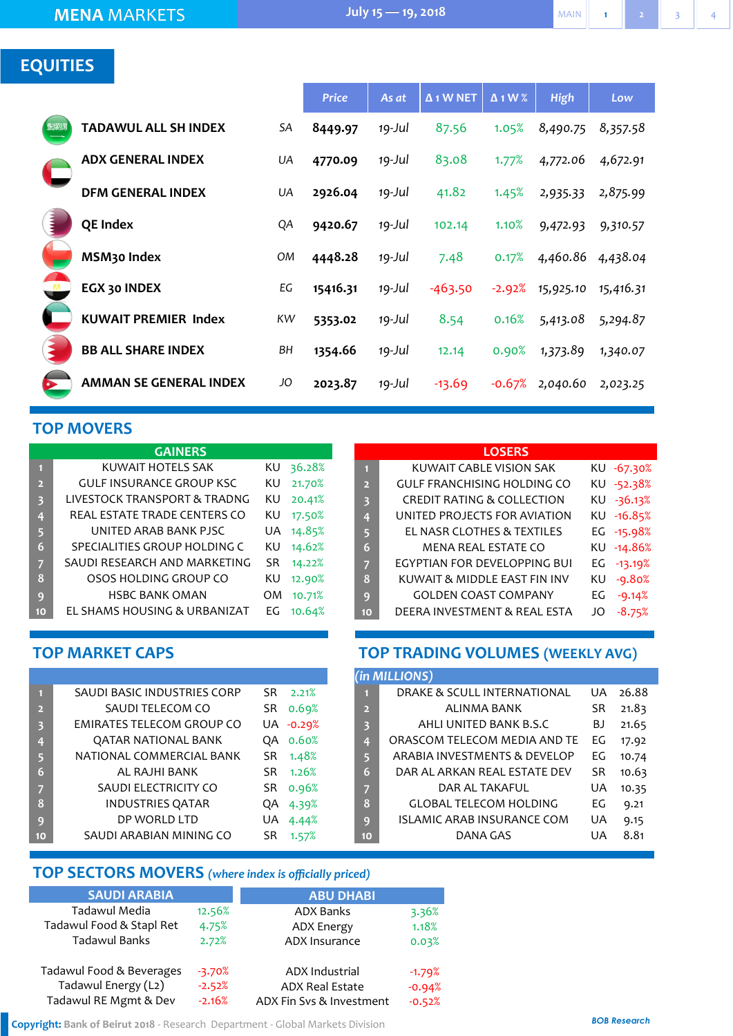# MENA MARKETS

July 15 — 19, 2018

## EQUITIES

| | | Price | As at | Δ 1 W NET | Δ 1 W % | High | Low |
|---|---|---|---|---|---|---|---|
| TADAWUL ALL SH INDEX | SA | 8449.97 | 19-Jul | 87.56 | 1.05% | 8,490.75 | 8,357.58 |
| ADX GENERAL INDEX | UA | 4770.09 | 19-Jul | 83.08 | 1.77% | 4,772.06 | 4,672.91 |
| DFM GENERAL INDEX | UA | 2926.04 | 19-Jul | 41.82 | 1.45% | 2,935.33 | 2,875.99 |
| QE Index | QA | 9420.67 | 19-Jul | 102.14 | 1.10% | 9,472.93 | 9,310.57 |
| MSM30 Index | OM | 4448.28 | 19-Jul | 7.48 | 0.17% | 4,460.86 | 4,438.04 |
| EGX 30 INDEX | EG | 15416.31 | 19-Jul | -463.50 | -2.92% | 15,925.10 | 15,416.31 |
| KUWAIT PREMIER Index | KW | 5353.02 | 19-Jul | 8.54 | 0.16% | 5,413.08 | 5,294.87 |
| BB ALL SHARE INDEX | BH | 1354.66 | 19-Jul | 12.14 | 0.90% | 1,373.89 | 1,340.07 |
| AMMAN SE GENERAL INDEX | JO | 2023.87 | 19-Jul | -13.69 | -0.67% | 2,040.60 | 2,023.25 |

## TOP MOVERS

**GAINERS**

| # | Company | | % |
|---|---|---|---|
| 1 | KUWAIT HOTELS SAK | KU | 36.28% |
| 2 | GULF INSURANCE GROUP KSC | KU | 21.70% |
| 3 | LIVESTOCK TRANSPORT & TRADNG | KU | 20.41% |
| 4 | REAL ESTATE TRADE CENTERS CO | KU | 17.50% |
| 5 | UNITED ARAB BANK PJSC | UA | 14.85% |
| 6 | SPECIALITIES GROUP HOLDING C | KU | 14.62% |
| 7 | SAUDI RESEARCH AND MARKETING | SR | 14.22% |
| 8 | OSOS HOLDING GROUP CO | KU | 12.90% |
| 9 | HSBC BANK OMAN | OM | 10.71% |
| 10 | EL SHAMS HOUSING & URBANIZAT | EG | 10.64% |

**LOSERS**

| # | Company | | % |
|---|---|---|---|
| 1 | KUWAIT CABLE VISION SAK | KU | -67.30% |
| 2 | GULF FRANCHISING HOLDING CO | KU | -52.38% |
| 3 | CREDIT RATING & COLLECTION | KU | -36.13% |
| 4 | UNITED PROJECTS FOR AVIATION | KU | -16.85% |
| 5 | EL NASR CLOTHES & TEXTILES | EG | -15.98% |
| 6 | MENA REAL ESTATE CO | KU | -14.86% |
| 7 | EGYPTIAN FOR DEVELOPPING BUI | EG | -13.19% |
| 8 | KUWAIT & MIDDLE EAST FIN INV | KU | -9.80% |
| 9 | GOLDEN COAST COMPANY | EG | -9.14% |
| 10 | DEERA INVESTMENT & REAL ESTA | JO | -8.75% |

## TOP MARKET CAPS

| # | Company | | % |
|---|---|---|---|
| 1 | SAUDI BASIC INDUSTRIES CORP | SR | 2.21% |
| 2 | SAUDI TELECOM CO | SR | 0.69% |
| 3 | EMIRATES TELECOM GROUP CO | UA | -0.29% |
| 4 | QATAR NATIONAL BANK | QA | 0.60% |
| 5 | NATIONAL COMMERCIAL BANK | SR | 1.48% |
| 6 | AL RAJHI BANK | SR | 1.26% |
| 7 | SAUDI ELECTRICITY CO | SR | 0.96% |
| 8 | INDUSTRIES QATAR | QA | 4.39% |
| 9 | DP WORLD LTD | UA | 4.44% |
| 10 | SAUDI ARABIAN MINING CO | SR | 1.57% |

## TOP TRADING VOLUMES (WEEKLY AVG)

*(in MILLIONS)*

| # | Company | | Volume |
|---|---|---|---|
| 1 | DRAKE & SCULL INTERNATIONAL | UA | 26.88 |
| 2 | ALINMA BANK | SR | 21.83 |
| 3 | AHLI UNITED BANK B.S.C | BJ | 21.65 |
| 4 | ORASCOM TELECOM MEDIA AND TE | EG | 17.92 |
| 5 | ARABIA INVESTMENTS & DEVELOP | EG | 10.74 |
| 6 | DAR AL ARKAN REAL ESTATE DEV | SR | 10.63 |
| 7 | DAR AL TAKAFUL | UA | 10.35 |
| 8 | GLOBAL TELECOM HOLDING | EG | 9.21 |
| 9 | ISLAMIC ARAB INSURANCE COM | UA | 9.15 |
| 10 | DANA GAS | UA | 8.81 |

## TOP SECTORS MOVERS *(where index is officially priced)*

**SAUDI ARABIA**

| Sector | % |
|---|---|
| Tadawul Media | 12.56% |
| Tadawul Food & Stapl Ret | 4.75% |
| Tadawul Banks | 2.72% |
| Tadawul Food & Beverages | -3.70% |
| Tadawul Energy (L2) | -2.52% |
| Tadawul RE Mgmt & Dev | -2.16% |

**ABU DHABI**

| Sector | % |
|---|---|
| ADX Banks | 3.36% |
| ADX Energy | 1.18% |
| ADX Insurance | 0.03% |
| ADX Industrial | -1.79% |
| ADX Real Estate | -0.94% |
| ADX Fin Svs & Investment | -0.52% |

**Copyright:** Bank of Beirut 2018 - Research Department - Global Markets Division

*BOB Research*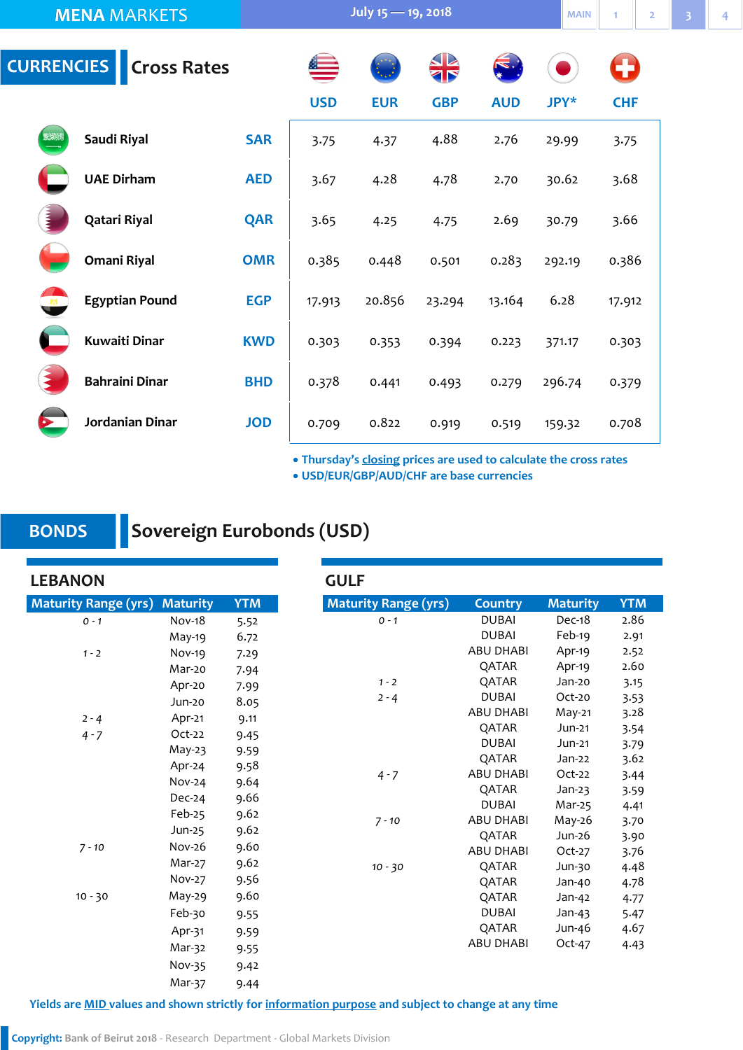# MENA MARKETS

July 15 — 19, 2018

## CURRENCIES — Cross Rates

| | | USD | EUR | GBP | AUD | JPY* | CHF |
|---|---|---|---|---|---|---|---|
| Saudi Riyal | SAR | 3.75 | 4.37 | 4.88 | 2.76 | 29.99 | 3.75 |
| UAE Dirham | AED | 3.67 | 4.28 | 4.78 | 2.70 | 30.62 | 3.68 |
| Qatari Riyal | QAR | 3.65 | 4.25 | 4.75 | 2.69 | 30.79 | 3.66 |
| Omani Riyal | OMR | 0.385 | 0.448 | 0.501 | 0.283 | 292.19 | 0.386 |
| Egyptian Pound | EGP | 17.913 | 20.856 | 23.294 | 13.164 | 6.28 | 17.912 |
| Kuwaiti Dinar | KWD | 0.303 | 0.353 | 0.394 | 0.223 | 371.17 | 0.303 |
| Bahraini Dinar | BHD | 0.378 | 0.441 | 0.493 | 0.279 | 296.74 | 0.379 |
| Jordanian Dinar | JOD | 0.709 | 0.822 | 0.919 | 0.519 | 159.32 | 0.708 |

- Thursday's closing prices are used to calculate the cross rates
- USD/EUR/GBP/AUD/CHF are base currencies

## BONDS — Sovereign Eurobonds (USD)

### LEBANON

| Maturity Range (yrs) | Maturity | YTM |
|---|---|---|
| 0 - 1 | Nov-18 | 5.52 |
| | May-19 | 6.72 |
| 1 - 2 | Nov-19 | 7.29 |
| | Mar-20 | 7.94 |
| | Apr-20 | 7.99 |
| | Jun-20 | 8.05 |
| 2 - 4 | Apr-21 | 9.11 |
| 4 - 7 | Oct-22 | 9.45 |
| | May-23 | 9.59 |
| | Apr-24 | 9.58 |
| | Nov-24 | 9.64 |
| | Dec-24 | 9.66 |
| | Feb-25 | 9.62 |
| | Jun-25 | 9.62 |
| 7 - 10 | Nov-26 | 9.60 |
| | Mar-27 | 9.62 |
| | Nov-27 | 9.56 |
| 10 - 30 | May-29 | 9.60 |
| | Feb-30 | 9.55 |
| | Apr-31 | 9.59 |
| | Mar-32 | 9.55 |
| | Nov-35 | 9.42 |
| | Mar-37 | 9.44 |

### GULF

| Maturity Range (yrs) | Country | Maturity | YTM |
|---|---|---|---|
| 0 - 1 | DUBAI | Dec-18 | 2.86 |
| | DUBAI | Feb-19 | 2.91 |
| | ABU DHABI | Apr-19 | 2.52 |
| | QATAR | Apr-19 | 2.60 |
| 1 - 2 | QATAR | Jan-20 | 3.15 |
| 2 - 4 | DUBAI | Oct-20 | 3.53 |
| | ABU DHABI | May-21 | 3.28 |
| | QATAR | Jun-21 | 3.54 |
| | DUBAI | Jun-21 | 3.79 |
| | QATAR | Jan-22 | 3.62 |
| 4 - 7 | ABU DHABI | Oct-22 | 3.44 |
| | QATAR | Jan-23 | 3.59 |
| | DUBAI | Mar-25 | 4.41 |
| 7 - 10 | ABU DHABI | May-26 | 3.70 |
| | QATAR | Jun-26 | 3.90 |
| | ABU DHABI | Oct-27 | 3.76 |
| 10 - 30 | QATAR | Jun-30 | 4.48 |
| | QATAR | Jan-40 | 4.78 |
| | QATAR | Jan-42 | 4.77 |
| | DUBAI | Jan-43 | 5.47 |
| | QATAR | Jun-46 | 4.67 |
| | ABU DHABI | Oct-47 | 4.43 |

Yields are MID values and shown strictly for information purpose and subject to change at any time

**Copyright:** Bank of Beirut 2018 - Research Department - Global Markets Division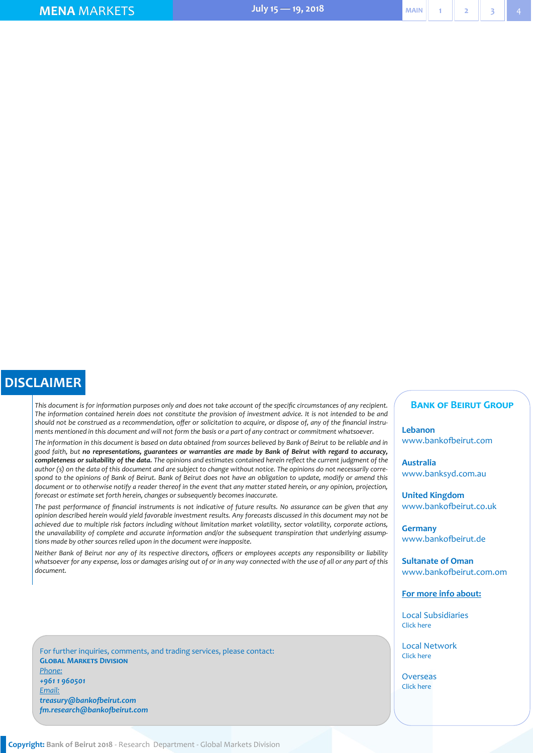# DISCLAIMER

*This document is for information purposes only and does not take account of the specific circumstances of any recipient. The information contained herein does not constitute the provision of investment advice. It is not intended to be and should not be construed as a recommendation, offer or solicitation to acquire, or dispose of, any of the financial instruments mentioned in this document and will not form the basis or a part of any contract or commitment whatsoever.*

*The information in this document is based on data obtained from sources believed by Bank of Beirut to be reliable and in good faith, but* ***no representations, guarantees or warranties are made by Bank of Beirut with regard to accuracy, completeness or suitability of the data.*** *The opinions and estimates contained herein reflect the current judgment of the author (s) on the data of this document and are subject to change without notice. The opinions do not necessarily correspond to the opinions of Bank of Beirut. Bank of Beirut does not have an obligation to update, modify or amend this document or to otherwise notify a reader thereof in the event that any matter stated herein, or any opinion, projection, forecast or estimate set forth herein, changes or subsequently becomes inaccurate.*

*The past performance of financial instruments is not indicative of future results. No assurance can be given that any opinion described herein would yield favorable investment results. Any forecasts discussed in this document may not be achieved due to multiple risk factors including without limitation market volatility, sector volatility, corporate actions, the unavailability of complete and accurate information and/or the subsequent transpiration that underlying assumptions made by other sources relied upon in the document were inapposite.*

*Neither Bank of Beirut nor any of its respective directors, officers or employees accepts any responsibility or liability whatsoever for any expense, loss or damages arising out of or in any way connected with the use of all or any part of this document.*

For further inquiries, comments, and trading services, please contact:
**GLOBAL MARKETS DIVISION**
*Phone:*
***+961 1 960501***
*Email:*
***treasury@bankofbeirut.com***
***fm.research@bankofbeirut.com***

## BANK OF BEIRUT GROUP

**Lebanon**
www.bankofbeirut.com

**Australia**
www.banksyd.com.au

**United Kingdom**
www.bankofbeirut.co.uk

**Germany**
www.bankofbeirut.de

**Sultanate of Oman**
www.bankofbeirut.com.om

**For more info about:**

Local Subsidiaries
Click here

Local Network
Click here

Overseas
Click here

**Copyright:** Bank of Beirut 2018 - Research Department - Global Markets Division